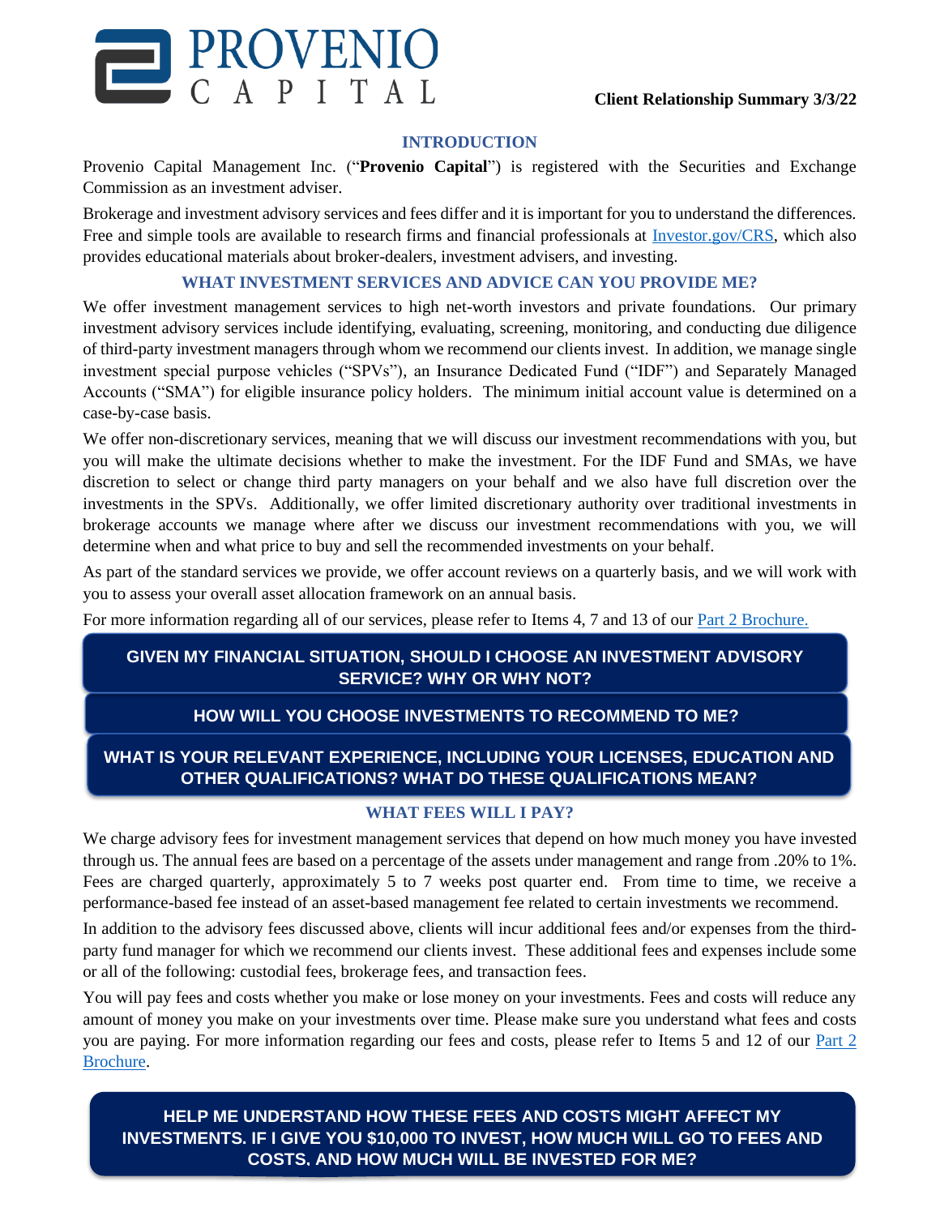# PROVENIO CAPITAL

**Client Relationship Summary 3/3/22**

## INTRODUCTION

Provenio Capital Management Inc. ("**Provenio Capital**") is registered with the Securities and Exchange Commission as an investment adviser.

Brokerage and investment advisory services and fees differ and it is important for you to understand the differences. Free and simple tools are available to research firms and financial professionals at [Investor.gov/CRS](Investor.gov/CRS), which also provides educational materials about broker-dealers, investment advisers, and investing.

## WHAT INVESTMENT SERVICES AND ADVICE CAN YOU PROVIDE ME?

We offer investment management services to high net-worth investors and private foundations. Our primary investment advisory services include identifying, evaluating, screening, monitoring, and conducting due diligence of third-party investment managers through whom we recommend our clients invest. In addition, we manage single investment special purpose vehicles ("SPVs"), an Insurance Dedicated Fund ("IDF") and Separately Managed Accounts ("SMA") for eligible insurance policy holders. The minimum initial account value is determined on a case-by-case basis.

We offer non-discretionary services, meaning that we will discuss our investment recommendations with you, but you will make the ultimate decisions whether to make the investment. For the IDF Fund and SMAs, we have discretion to select or change third party managers on your behalf and we also have full discretion over the investments in the SPVs. Additionally, we offer limited discretionary authority over traditional investments in brokerage accounts we manage where after we discuss our investment recommendations with you, we will determine when and what price to buy and sell the recommended investments on your behalf.

As part of the standard services we provide, we offer account reviews on a quarterly basis, and we will work with you to assess your overall asset allocation framework on an annual basis.

For more information regarding all of our services, please refer to Items 4, 7 and 13 of our Part 2 Brochure.

**GIVEN MY FINANCIAL SITUATION, SHOULD I CHOOSE AN INVESTMENT ADVISORY SERVICE? WHY OR WHY NOT?**

**HOW WILL YOU CHOOSE INVESTMENTS TO RECOMMEND TO ME?**

**WHAT IS YOUR RELEVANT EXPERIENCE, INCLUDING YOUR LICENSES, EDUCATION AND OTHER QUALIFICATIONS? WHAT DO THESE QUALIFICATIONS MEAN?**

## WHAT FEES WILL I PAY?

We charge advisory fees for investment management services that depend on how much money you have invested through us. The annual fees are based on a percentage of the assets under management and range from .20% to 1%. Fees are charged quarterly, approximately 5 to 7 weeks post quarter end. From time to time, we receive a performance-based fee instead of an asset-based management fee related to certain investments we recommend.

In addition to the advisory fees discussed above, clients will incur additional fees and/or expenses from the third-party fund manager for which we recommend our clients invest. These additional fees and expenses include some or all of the following: custodial fees, brokerage fees, and transaction fees.

You will pay fees and costs whether you make or lose money on your investments. Fees and costs will reduce any amount of money you make on your investments over time. Please make sure you understand what fees and costs you are paying. For more information regarding our fees and costs, please refer to Items 5 and 12 of our Part 2 Brochure.

**HELP ME UNDERSTAND HOW THESE FEES AND COSTS MIGHT AFFECT MY INVESTMENTS. IF I GIVE YOU $10,000 TO INVEST, HOW MUCH WILL GO TO FEES AND COSTS, AND HOW MUCH WILL BE INVESTED FOR ME?**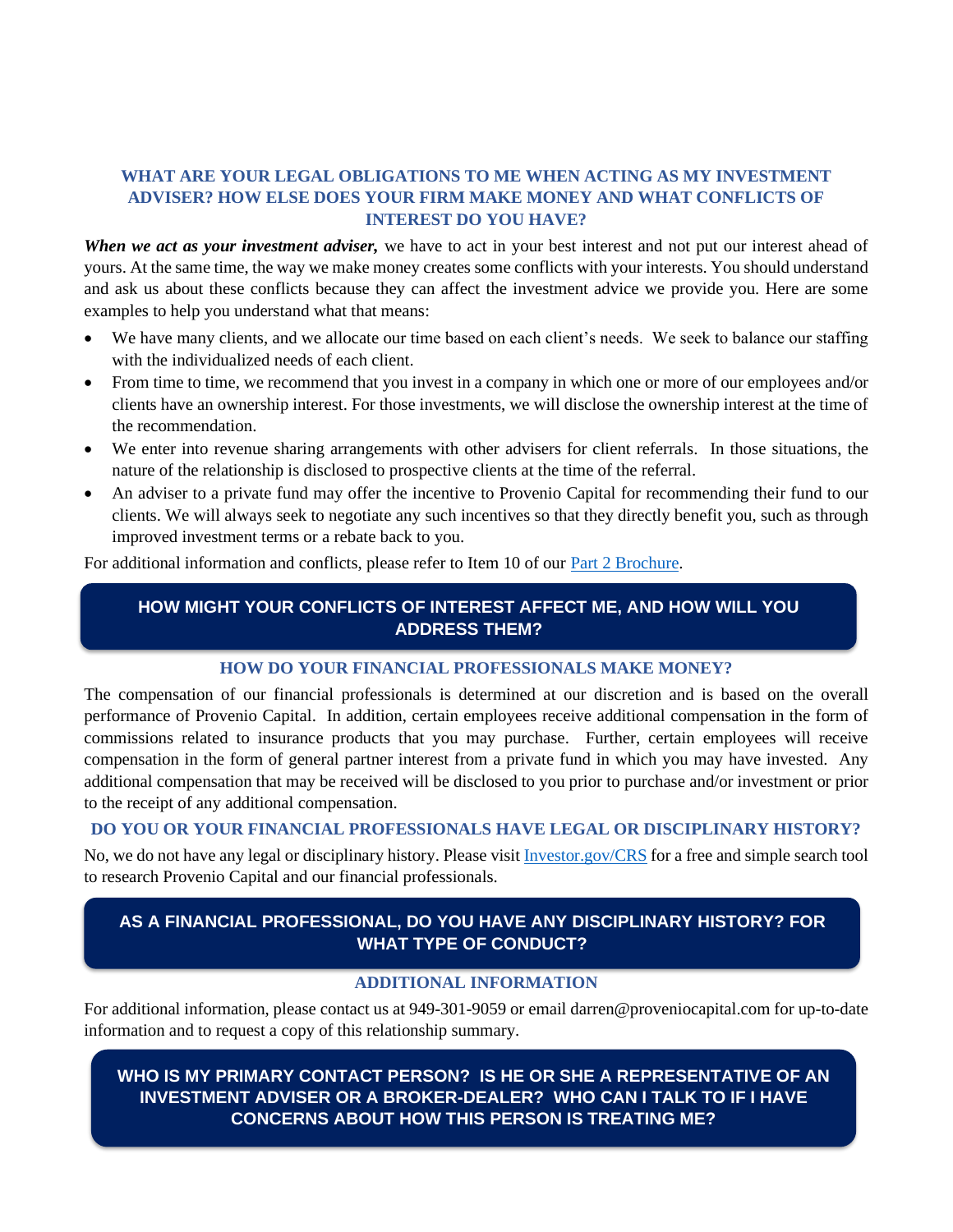## WHAT ARE YOUR LEGAL OBLIGATIONS TO ME WHEN ACTING AS MY INVESTMENT ADVISER? HOW ELSE DOES YOUR FIRM MAKE MONEY AND WHAT CONFLICTS OF INTEREST DO YOU HAVE?

***When we act as your investment adviser,*** we have to act in your best interest and not put our interest ahead of yours. At the same time, the way we make money creates some conflicts with your interests. You should understand and ask us about these conflicts because they can affect the investment advice we provide you. Here are some examples to help you understand what that means:

- We have many clients, and we allocate our time based on each client's needs. We seek to balance our staffing with the individualized needs of each client.
- From time to time, we recommend that you invest in a company in which one or more of our employees and/or clients have an ownership interest. For those investments, we will disclose the ownership interest at the time of the recommendation.
- We enter into revenue sharing arrangements with other advisers for client referrals. In those situations, the nature of the relationship is disclosed to prospective clients at the time of the referral.
- An adviser to a private fund may offer the incentive to Provenio Capital for recommending their fund to our clients. We will always seek to negotiate any such incentives so that they directly benefit you, such as through improved investment terms or a rebate back to you.

For additional information and conflicts, please refer to Item 10 of our [Part 2 Brochure].

**HOW MIGHT YOUR CONFLICTS OF INTEREST AFFECT ME, AND HOW WILL YOU ADDRESS THEM?**

## HOW DO YOUR FINANCIAL PROFESSIONALS MAKE MONEY?

The compensation of our financial professionals is determined at our discretion and is based on the overall performance of Provenio Capital. In addition, certain employees receive additional compensation in the form of commissions related to insurance products that you may purchase. Further, certain employees will receive compensation in the form of general partner interest from a private fund in which you may have invested. Any additional compensation that may be received will be disclosed to you prior to purchase and/or investment or prior to the receipt of any additional compensation.

## DO YOU OR YOUR FINANCIAL PROFESSIONALS HAVE LEGAL OR DISCIPLINARY HISTORY?

No, we do not have any legal or disciplinary history. Please visit [Investor.gov/CRS] for a free and simple search tool to research Provenio Capital and our financial professionals.

**AS A FINANCIAL PROFESSIONAL, DO YOU HAVE ANY DISCIPLINARY HISTORY? FOR WHAT TYPE OF CONDUCT?**

## ADDITIONAL INFORMATION

For additional information, please contact us at 949-301-9059 or email darren@proveniocapital.com for up-to-date information and to request a copy of this relationship summary.

**WHO IS MY PRIMARY CONTACT PERSON? IS HE OR SHE A REPRESENTATIVE OF AN INVESTMENT ADVISER OR A BROKER-DEALER? WHO CAN I TALK TO IF I HAVE CONCERNS ABOUT HOW THIS PERSON IS TREATING ME?**